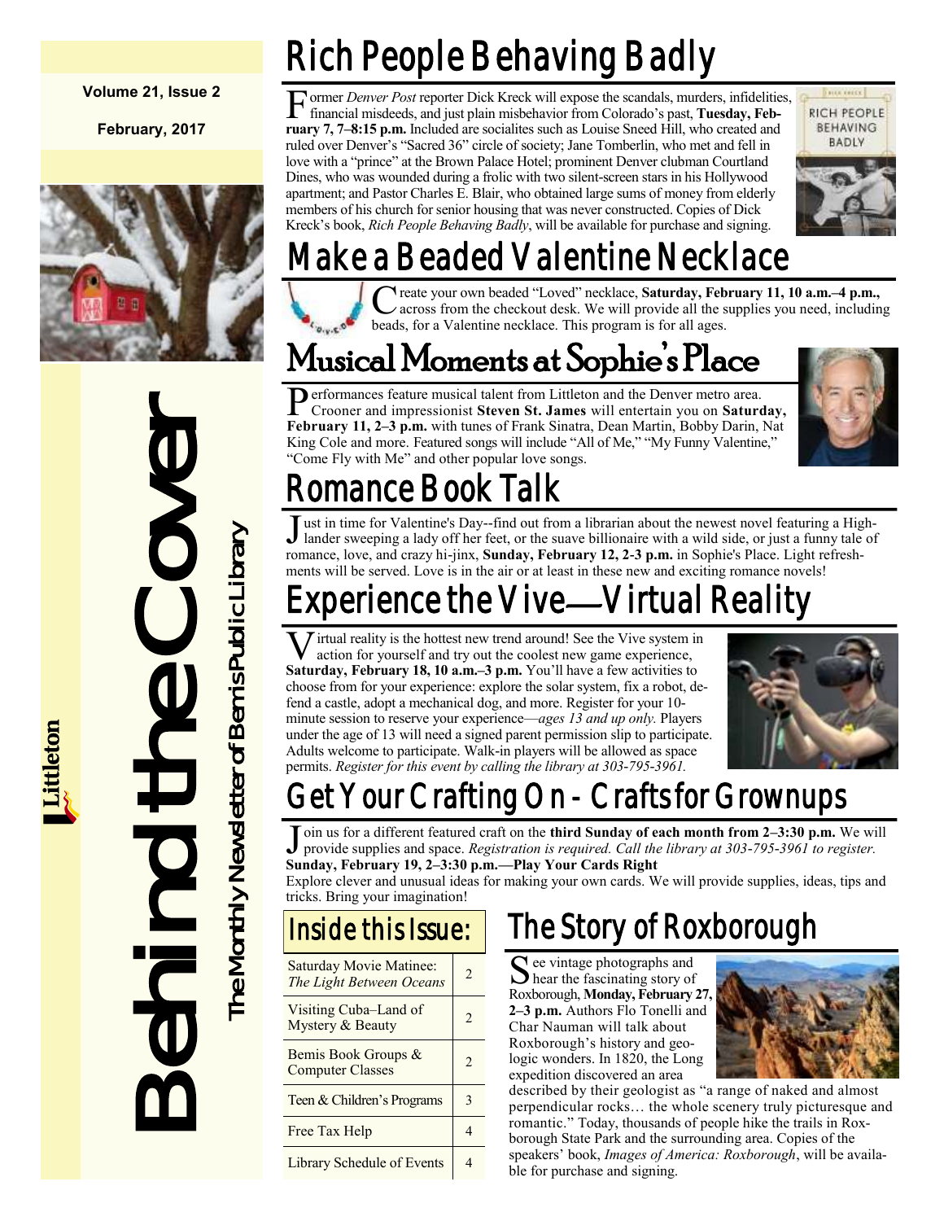**Volume 21, Issue 2**

**February, 2017**

# Behind the Cover

## The Monthly Newsletter of Bemis Public Library

Littleton

# Rich People Behaving Badly

Former *Denver Post* reporter Dick Kreck will expose the scandals, murders, infidelities, financial misdeeds, and just plain misbehavior from Colorado's past, **Tuesday, February 7, 7–8:15 p.m.** Included are socialites such as Louise Sneed Hill, who created and ruled over Denver's "Sacred 36" circle of society; Jane Tomberlin, who met and fell in love with a "prince" at the Brown Palace Hotel; prominent Denver clubman Courtland Dines, who was wounded during a frolic with two silent-screen stars in his Hollywood apartment; and Pastor Charles E. Blair, who obtained large sums of money from elderly members of his church for senior housing that was never constructed. Copies of Dick Kreck's book, *Rich People Behaving Badly*, will be available for purchase and signing.

# Make a Beaded Valentine Necklace

Create your own beaded "Loved" necklace, **Saturday, February 11, 10 a.m.–4 p.m.,** across from the checkout desk. We will provide all the supplies you need, including beads, for a Valentine necklace. This program is for all ages.

# Musical Moments at Sophie's Place

Performances feature musical talent from Littleton and the Denver metro area. Crooner and impressionist **Steven St. James** will entertain you on **Saturday, February 11, 2–3 p.m.** with tunes of Frank Sinatra, Dean Martin, Bobby Darin, Nat King Cole and more. Featured songs will include "All of Me," "My Funny Valentine," "Come Fly with Me" and other popular love songs.

# Romance Book Talk

Just in time for Valentine's Day--find out from a librarian about the newest novel featuring a Highlander sweeping a lady off her feet, or the suave billionaire with a wild side, or just a funny tale of romance, love, and crazy hi-jinx, **Sunday, February 12, 2-3 p.m.** in Sophie's Place. Light refreshments will be served. Love is in the air or at least in these new and exciting romance novels!

# Experience the Vive—Virtual Reality

Virtual reality is the hottest new trend around! See the Vive system in action for yourself and try out the coolest new game experience, **Saturday, February 18, 10 a.m.–3 p.m.** You'll have a few activities to choose from for your experience: explore the solar system, fix a robot, defend a castle, adopt a mechanical dog, and more. Register for your 10-minute session to reserve your experience—*ages 13 and up only.* Players under the age of 13 will need a signed parent permission slip to participate. Adults welcome to participate. Walk-in players will be allowed as space permits. *Register for this event by calling the library at 303-795-3961.*

# Get Your Crafting On - Crafts for Grownups

Join us for a different featured craft on the **third Sunday of each month from 2–3:30 p.m.** We will provide supplies and space. *Registration is required. Call the library at 303-795-3961 to register.*

**Sunday, February 19, 2–3:30 p.m.—Play Your Cards Right**

Explore clever and unusual ideas for making your own cards. We will provide supplies, ideas, tips and tricks. Bring your imagination!

## Inside this Issue:

| | |
|---|---|
| Saturday Movie Matinee: *The Light Between Oceans* | 2 |
| Visiting Cuba–Land of Mystery & Beauty | 2 |
| Bemis Book Groups & Computer Classes | 2 |
| Teen & Children's Programs | 3 |
| Free Tax Help | 4 |
| Library Schedule of Events | 4 |

# The Story of Roxborough

See vintage photographs and hear the fascinating story of Roxborough, **Monday, February 27, 2–3 p.m.** Authors Flo Tonelli and Char Nauman will talk about Roxborough's history and geologic wonders. In 1820, the Long expedition discovered an area described by their geologist as "a range of naked and almost perpendicular rocks… the whole scenery truly picturesque and romantic." Today, thousands of people hike the trails in Roxborough State Park and the surrounding area. Copies of the speakers' book, *Images of America: Roxborough*, will be available for purchase and signing.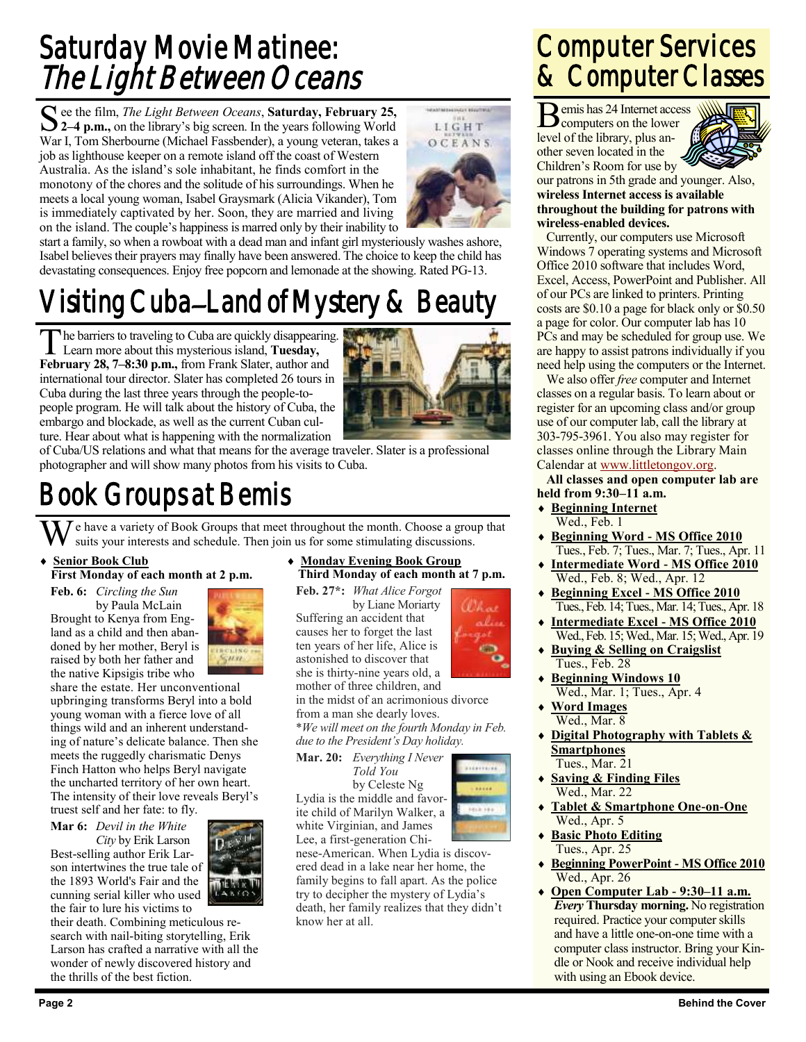# Saturday Movie Matinee: *The Light Between Oceans*

See the film, *The Light Between Oceans*, **Saturday, February 25, 2–4 p.m.,** on the library's big screen. In the years following World War I, Tom Sherbourne (Michael Fassbender), a young veteran, takes a job as lighthouse keeper on a remote island off the coast of Western Australia. As the island's sole inhabitant, he finds comfort in the monotony of the chores and the solitude of his surroundings. When he meets a local young woman, Isabel Graysmark (Alicia Vikander), Tom is immediately captivated by her. Soon, they are married and living on the island. The couple's happiness is marred only by their inability to start a family, so when a rowboat with a dead man and infant girl mysteriously washes ashore, Isabel believes their prayers may finally have been answered. The choice to keep the child has devastating consequences. Enjoy free popcorn and lemonade at the showing. Rated PG-13.

# Visiting Cuba—Land of Mystery & Beauty

The barriers to traveling to Cuba are quickly disappearing. Learn more about this mysterious island, **Tuesday, February 28, 7–8:30 p.m.,** from Frank Slater, author and international tour director. Slater has completed 26 tours in Cuba during the last three years through the people-to-people program. He will talk about the history of Cuba, the embargo and blockade, as well as the current Cuban culture. Hear about what is happening with the normalization of Cuba/US relations and what that means for the average traveler. Slater is a professional photographer and will show many photos from his visits to Cuba.

# Book Groups at Bemis

We have a variety of Book Groups that meet throughout the month. Choose a group that suits your interests and schedule. Then join us for some stimulating discussions.

- **Senior Book Club**
  **First Monday of each month at 2 p.m.**

**Feb. 6:** *Circling the Sun* by Paula McLain
Brought to Kenya from England as a child and then abandoned by her mother, Beryl is raised by both her father and the native Kipsigis tribe who share the estate. Her unconventional upbringing transforms Beryl into a bold young woman with a fierce love of all things wild and an inherent understanding of nature's delicate balance. Then she meets the ruggedly charismatic Denys Finch Hatton who helps Beryl navigate the uncharted territory of her own heart. The intensity of their love reveals Beryl's truest self and her fate: to fly.

**Mar 6:** *Devil in the White City* by Erik Larson
Best-selling author Erik Larson intertwines the true tale of the 1893 World's Fair and the cunning serial killer who used the fair to lure his victims to their death. Combining meticulous research with nail-biting storytelling, Erik Larson has crafted a narrative with all the wonder of newly discovered history and the thrills of the best fiction.

- **Monday Evening Book Group**
  **Third Monday of each month at 7 p.m.**

**Feb. 27\*:** *What Alice Forgot* by Liane Moriarty
Suffering an accident that causes her to forget the last ten years of her life, Alice is astonished to discover that she is thirty-nine years old, a mother of three children, and in the midst of an acrimonious divorce from a man she dearly loves.
*\*We will meet on the fourth Monday in Feb. due to the President's Day holiday.*

**Mar. 20:** *Everything I Never Told You* by Celeste Ng
Lydia is the middle and favorite child of Marilyn Walker, a white Virginian, and James Lee, a first-generation Chinese-American. When Lydia is discovered dead in a lake near her home, the family begins to fall apart. As the police try to decipher the mystery of Lydia's death, her family realizes that they didn't know her at all.

# Computer Services & Computer Classes

Bemis has 24 Internet access computers on the lower level of the library, plus another seven located in the Children's Room for use by our patrons in 5th grade and younger. Also, **wireless Internet access is available throughout the building for patrons with wireless-enabled devices.**

Currently, our computers use Microsoft Windows 7 operating systems and Microsoft Office 2010 software that includes Word, Excel, Access, PowerPoint and Publisher. All of our PCs are linked to printers. Printing costs are $0.10 a page for black only or $0.50 a page for color. Our computer lab has 10 PCs and may be scheduled for group use. We are happy to assist patrons individually if you need help using the computers or the Internet.

We also offer *free* computer and Internet classes on a regular basis. To learn about or register for an upcoming class and/or group use of our computer lab, call the library at 303-795-3961. You also may register for classes online through the Library Main Calendar at www.littletongov.org.

**All classes and open computer lab are held from 9:30–11 a.m.**

- **Beginning Internet**
  Wed., Feb. 1
- **Beginning Word - MS Office 2010**
  Tues., Feb. 7; Tues., Mar. 7; Tues., Apr. 11
- **Intermediate Word - MS Office 2010**
  Wed., Feb. 8; Wed., Apr. 12
- **Beginning Excel - MS Office 2010**
  Tues., Feb. 14; Tues., Mar. 14; Tues., Apr. 18
- **Intermediate Excel - MS Office 2010**
  Wed., Feb. 15; Wed., Mar. 15; Wed., Apr. 19
- **Buying & Selling on Craigslist**
  Tues., Feb. 28
- **Beginning Windows 10**
  Wed., Mar. 1; Tues., Apr. 4
- **Word Images**
  Wed., Mar. 8
- **Digital Photography with Tablets & Smartphones**
  Tues., Mar. 21
- **Saving & Finding Files**
  Wed., Mar. 22
- **Tablet & Smartphone One-on-One**
  Wed., Apr. 5
- **Basic Photo Editing**
  Tues., Apr. 25
- **Beginning PowerPoint - MS Office 2010**
  Wed., Apr. 26
- **Open Computer Lab - 9:30–11 a.m.**
  ***Every* Thursday morning.** No registration required. Practice your computer skills and have a little one-on-one time with a computer class instructor. Bring your Kindle or Nook and receive individual help with using an Ebook device.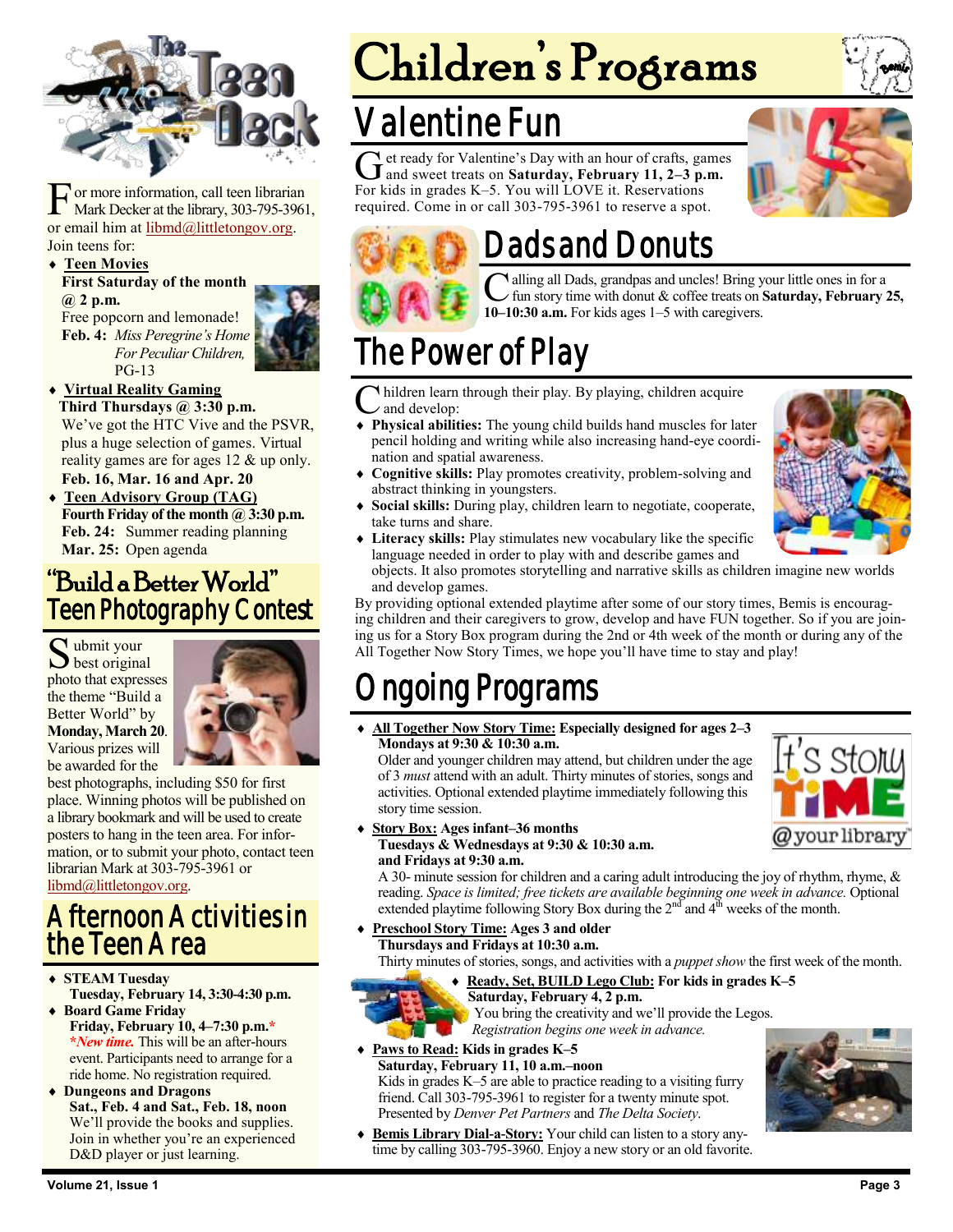For more information, call teen librarian Mark Decker at the library, 303-795-3961, or email him at libmd@littletongov.org. Join teens for:

- **Teen Movies**
  **First Saturday of the month @ 2 p.m.**
  Free popcorn and lemonade!
  **Feb. 4:** *Miss Peregrine's Home For Peculiar Children,* PG-13
- **Virtual Reality Gaming**
  **Third Thursdays @ 3:30 p.m.**
  We've got the HTC Vive and the PSVR, plus a huge selection of games. Virtual reality games are for ages 12 & up only.
  **Feb. 16, Mar. 16 and Apr. 20**
- **Teen Advisory Group (TAG)**
  **Fourth Friday of the month @ 3:30 p.m.**
  **Feb. 24:** Summer reading planning
  **Mar. 25:** Open agenda

## "Build a Better World" Teen Photography Contest

Submit your best original photo that expresses the theme "Build a Better World" by **Monday, March 20**. Various prizes will be awarded for the best photographs, including $50 for first place. Winning photos will be published on a library bookmark and will be used to create posters to hang in the teen area. For information, or to submit your photo, contact teen librarian Mark at 303-795-3961 or libmd@littletongov.org.

## Afternoon Activities in the Teen Area

- **STEAM Tuesday**
  **Tuesday, February 14, 3:30-4:30 p.m.**
- **Board Game Friday**
  **Friday, February 10, 4–7:30 p.m.***
  ***New time.*** This will be an after-hours event. Participants need to arrange for a ride home. No registration required.
- **Dungeons and Dragons**
  **Sat., Feb. 4 and Sat., Feb. 18, noon**
  We'll provide the books and supplies. Join in whether you're an experienced D&D player or just learning.

# Children's Programs

## Valentine Fun

Get ready for Valentine's Day with an hour of crafts, games and sweet treats on **Saturday, February 11, 2–3 p.m.** For kids in grades K–5. You will LOVE it. Reservations required. Come in or call 303-795-3961 to reserve a spot.

## Dads and Donuts

Calling all Dads, grandpas and uncles! Bring your little ones in for a fun story time with donut & coffee treats on **Saturday, February 25, 10–10:30 a.m.** For kids ages 1–5 with caregivers.

## The Power of Play

Children learn through their play. By playing, children acquire and develop:

- **Physical abilities:** The young child builds hand muscles for later pencil holding and writing while also increasing hand-eye coordination and spatial awareness.
- **Cognitive skills:** Play promotes creativity, problem-solving and abstract thinking in youngsters.
- **Social skills:** During play, children learn to negotiate, cooperate, take turns and share.
- **Literacy skills:** Play stimulates new vocabulary like the specific language needed in order to play with and describe games and objects. It also promotes storytelling and narrative skills as children imagine new worlds and develop games.

By providing optional extended playtime after some of our story times, Bemis is encouraging children and their caregivers to grow, develop and have FUN together. So if you are joining us for a Story Box program during the 2nd or 4th week of the month or during any of the All Together Now Story Times, we hope you'll have time to stay and play!

## Ongoing Programs

- **All Together Now Story Time: Especially designed for ages 2–3**
  **Mondays at 9:30 & 10:30 a.m.**
  Older and younger children may attend, but children under the age of 3 *must* attend with an adult. Thirty minutes of stories, songs and activities. Optional extended playtime immediately following this story time session.
- **Story Box: Ages infant–36 months**
  **Tuesdays & Wednesdays at 9:30 & 10:30 a.m. and Fridays at 9:30 a.m.**
  A 30- minute session for children and a caring adult introducing the joy of rhythm, rhyme, & reading. *Space is limited; free tickets are available beginning one week in advance.* Optional extended playtime following Story Box during the 2nd and 4th weeks of the month.
- **Preschool Story Time: Ages 3 and older**
  **Thursdays and Fridays at 10:30 a.m.**
  Thirty minutes of stories, songs, and activities with a *puppet show* the first week of the month.
- **Ready, Set, BUILD Lego Club: For kids in grades K–5**
  **Saturday, February 4, 2 p.m.**
  You bring the creativity and we'll provide the Legos.
  *Registration begins one week in advance.*
- **Paws to Read: Kids in grades K–5**
  **Saturday, February 11, 10 a.m.–noon**
  Kids in grades K–5 are able to practice reading to a visiting furry friend. Call 303-795-3961 to register for a twenty minute spot. Presented by *Denver Pet Partners* and *The Delta Society*.
- **Bemis Library Dial-a-Story:** Your child can listen to a story anytime by calling 303-795-3960. Enjoy a new story or an old favorite.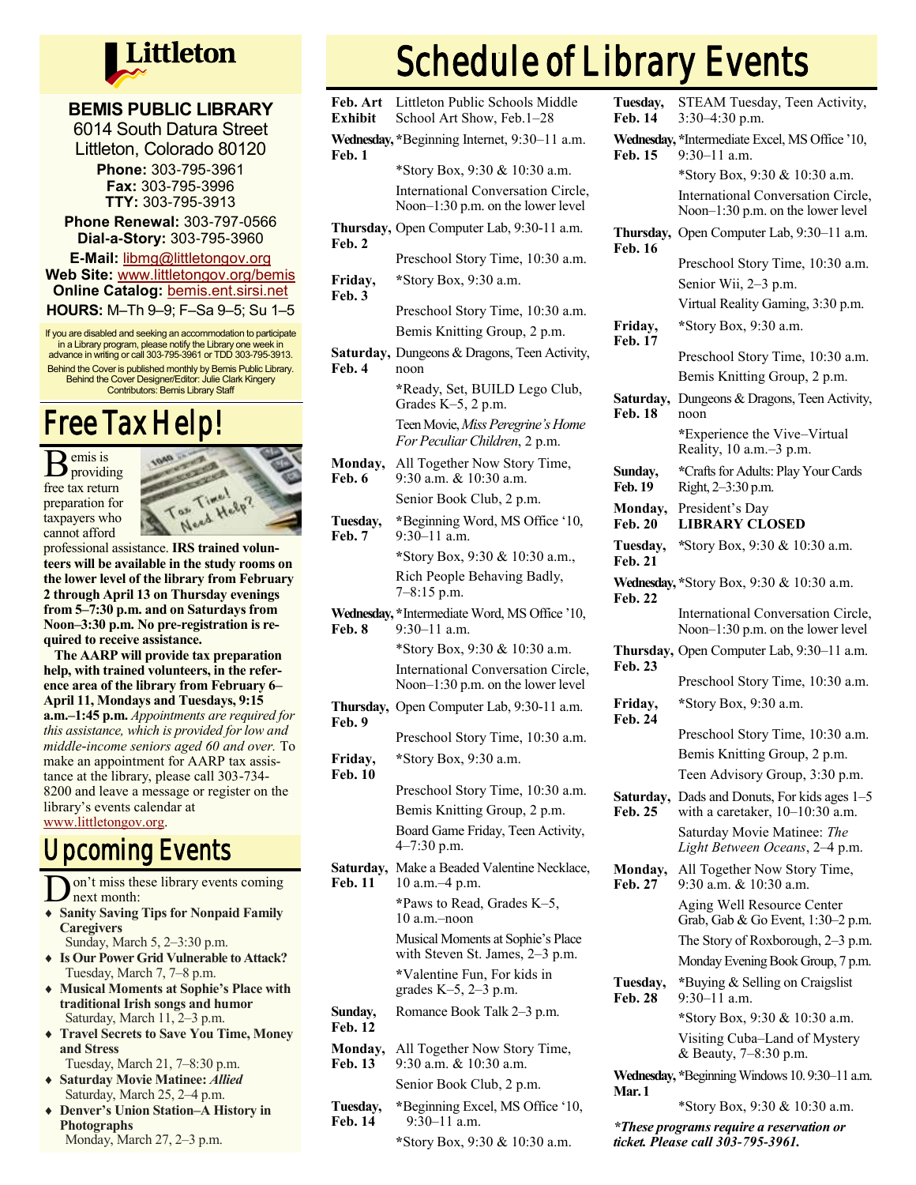**Littleton**

## BEMIS PUBLIC LIBRARY

6014 South Datura Street
Littleton, Colorado 80120

**Phone:** 303-795-3961
**Fax:** 303-795-3996
**TTY:** 303-795-3913

**Phone Renewal:** 303-797-0566
**Dial-a-Story:** 303-795-3960

**E-Mail:** libmg@littletongov.org
**Web Site:** www.littletongov.org/bemis
**Online Catalog:** bemis.ent.sirsi.net
**HOURS:** M–Th 9–9; F–Sa 9–5; Su 1–5

If you are disabled and seeking an accommodation to participate in a Library program, please notify the Library one week in advance in writing or call 303-795-3961 or TDD 303-795-3913.

Behind the Cover is published monthly by Bemis Public Library. Behind the Cover Designer/Editor: Julie Clark Kingery Contributors: Bemis Library Staff

# Free Tax Help!

Bemis is providing free tax return preparation for taxpayers who cannot afford professional assistance. **IRS trained volunteers will be available in the study rooms on the lower level of the library from February 2 through April 13 on Thursday evenings from 5–7:30 p.m. and on Saturdays from Noon–3:30 p.m. No pre-registration is required to receive assistance.**

**The AARP will provide tax preparation help, with trained volunteers, in the reference area of the library from February 6–April 11, Mondays and Tuesdays, 9:15 a.m.–1:45 p.m.** *Appointments are required for this assistance, which is provided for low and middle-income seniors aged 60 and over.* To make an appointment for AARP tax assistance at the library, please call 303-734-8200 and leave a message or register on the library's events calendar at www.littletongov.org.

# Upcoming Events

Don't miss these library events coming next month:

- **Sanity Saving Tips for Nonpaid Family Caregivers**
  Sunday, March 5, 2–3:30 p.m.
- **Is Our Power Grid Vulnerable to Attack?**
  Tuesday, March 7, 7–8 p.m.
- **Musical Moments at Sophie's Place with traditional Irish songs and humor**
  Saturday, March 11, 2–3 p.m.
- **Travel Secrets to Save You Time, Money and Stress**
  Tuesday, March 21, 7–8:30 p.m.
- **Saturday Movie Matinee: *Allied***
  Saturday, March 25, 2–4 p.m.
- **Denver's Union Station–A History in Photographs**
  Monday, March 27, 2–3 p.m.

# Schedule of Library Events

| | |
|---|---|
| **Feb. Art Exhibit** | Littleton Public Schools Middle School Art Show, Feb.1–28 |
| **Wednesday, Feb. 1** | *Beginning Internet, 9:30–11 a.m. |
| | *Story Box, 9:30 & 10:30 a.m. |
| | International Conversation Circle, Noon–1:30 p.m. on the lower level |
| **Thursday, Feb. 2** | Open Computer Lab, 9:30-11 a.m. |
| | Preschool Story Time, 10:30 a.m. |
| **Friday, Feb. 3** | *Story Box, 9:30 a.m. |
| | Preschool Story Time, 10:30 a.m. |
| | Bemis Knitting Group, 2 p.m. |
| **Saturday, Feb. 4** | Dungeons & Dragons, Teen Activity, noon |
| | *Ready, Set, BUILD Lego Club, Grades K–5, 2 p.m. |
| | Teen Movie, *Miss Peregrine's Home For Peculiar Children*, 2 p.m. |
| **Monday, Feb. 6** | All Together Now Story Time, 9:30 a.m. & 10:30 a.m. |
| | Senior Book Club, 2 p.m. |
| **Tuesday, Feb. 7** | *Beginning Word, MS Office '10, 9:30–11 a.m. |
| | *Story Box, 9:30 & 10:30 a.m., |
| | Rich People Behaving Badly, 7–8:15 p.m. |
| **Wednesday, Feb. 8** | *Intermediate Word, MS Office '10, 9:30–11 a.m. |
| | *Story Box, 9:30 & 10:30 a.m. |
| | International Conversation Circle, Noon–1:30 p.m. on the lower level |
| **Thursday, Feb. 9** | Open Computer Lab, 9:30-11 a.m. |
| | Preschool Story Time, 10:30 a.m. |
| **Friday, Feb. 10** | *Story Box, 9:30 a.m. |
| | Preschool Story Time, 10:30 a.m. |
| | Bemis Knitting Group, 2 p.m. |
| | Board Game Friday, Teen Activity, 4–7:30 p.m. |
| **Saturday, Feb. 11** | Make a Beaded Valentine Necklace, 10 a.m.–4 p.m. |
| | *Paws to Read, Grades K–5, 10 a.m.–noon |
| | Musical Moments at Sophie's Place with Steven St. James, 2–3 p.m. |
| | *Valentine Fun, For kids in grades K–5, 2–3 p.m. |
| **Sunday, Feb. 12** | Romance Book Talk 2–3 p.m. |
| **Monday, Feb. 13** | All Together Now Story Time, 9:30 a.m. & 10:30 a.m. |
| | Senior Book Club, 2 p.m. |
| **Tuesday, Feb. 14** | *Beginning Excel, MS Office '10, 9:30–11 a.m. |
| | *Story Box, 9:30 & 10:30 a.m. |
| **Tuesday, Feb. 14** | STEAM Tuesday, Teen Activity, 3:30–4:30 p.m. |
| **Wednesday, Feb. 15** | *Intermediate Excel, MS Office '10, 9:30–11 a.m. |
| | *Story Box, 9:30 & 10:30 a.m. |
| | International Conversation Circle, Noon–1:30 p.m. on the lower level |
| **Thursday, Feb. 16** | Open Computer Lab, 9:30–11 a.m. |
| | Preschool Story Time, 10:30 a.m. |
| | Senior Wii, 2–3 p.m. |
| | Virtual Reality Gaming, 3:30 p.m. |
| **Friday, Feb. 17** | *Story Box, 9:30 a.m. |
| | Preschool Story Time, 10:30 a.m. |
| | Bemis Knitting Group, 2 p.m. |
| **Saturday, Feb. 18** | Dungeons & Dragons, Teen Activity, noon |
| | *Experience the Vive–Virtual Reality, 10 a.m.–3 p.m. |
| **Sunday, Feb. 19** | *Crafts for Adults: Play Your Cards Right, 2–3:30 p.m. |
| **Monday, Feb. 20** | President's Day **LIBRARY CLOSED** |
| **Tuesday, Feb. 21** | *Story Box, 9:30 & 10:30 a.m. |
| **Wednesday, Feb. 22** | *Story Box, 9:30 & 10:30 a.m. |
| | International Conversation Circle, Noon–1:30 p.m. on the lower level |
| **Thursday, Feb. 23** | Open Computer Lab, 9:30–11 a.m. |
| | Preschool Story Time, 10:30 a.m. |
| **Friday, Feb. 24** | *Story Box, 9:30 a.m. |
| | Preschool Story Time, 10:30 a.m. |
| | Bemis Knitting Group, 2 p.m. |
| | Teen Advisory Group, 3:30 p.m. |
| **Saturday, Feb. 25** | Dads and Donuts, For kids ages 1–5 with a caretaker, 10–10:30 a.m. |
| | Saturday Movie Matinee: *The Light Between Oceans*, 2–4 p.m. |
| **Monday, Feb. 27** | All Together Now Story Time, 9:30 a.m. & 10:30 a.m. |
| | Aging Well Resource Center Grab, Gab & Go Event, 1:30–2 p.m. |
| | The Story of Roxborough, 2–3 p.m. |
| | Monday Evening Book Group, 7 p.m. |
| **Tuesday, Feb. 28** | *Buying & Selling on Craigslist 9:30–11 a.m. |
| | *Story Box, 9:30 & 10:30 a.m. |
| | Visiting Cuba–Land of Mystery & Beauty, 7–8:30 p.m. |
| **Wednesday, Mar. 1** | *Beginning Windows 10. 9:30–11 a.m. |
| | *Story Box, 9:30 & 10:30 a.m. |

***These programs require a reservation or ticket. Please call 303-795-3961.***